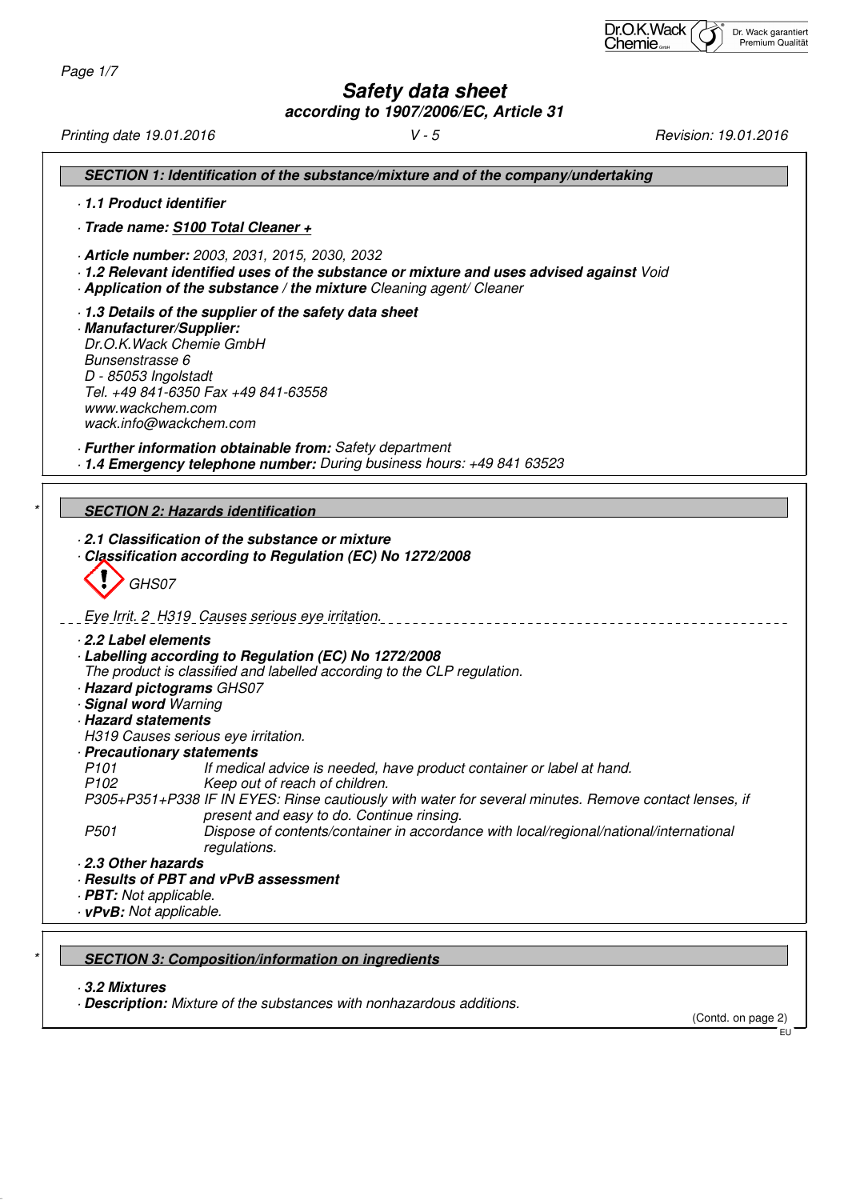# Safety data sheet

**according to 1907/2006/EC, Article 31**

Printing date 19.01.2016 V - 5 Revision: 19.01.2016

## SECTION 1: Identification of the substance/mixture and of the company/undertaking

· **1.1 Product identifier**

· **Trade name: S100 Total Cleaner +**

· **Article number:** 2003, 2031, 2015, 2030, 2032
· **1.2 Relevant identified uses of the substance or mixture and uses advised against** Void
· **Application of the substance / the mixture** Cleaning agent/ Cleaner

· **1.3 Details of the supplier of the safety data sheet**
· **Manufacturer/Supplier:**
Dr.O.K.Wack Chemie GmbH
Bunsenstrasse 6
D - 85053 Ingolstadt
Tel. +49 841-6350 Fax +49 841-63558
www.wackchem.com
wack.info@wackchem.com

· **Further information obtainable from:** Safety department
· **1.4 Emergency telephone number:** During business hours: +49 841 63523

## SECTION 2: Hazards identification

· **2.1 Classification of the substance or mixture**
· **Classification according to Regulation (EC) No 1272/2008**

GHS07

Eye Irrit. 2 H319 Causes serious eye irritation.

· **2.2 Label elements**
· **Labelling according to Regulation (EC) No 1272/2008**
The product is classified and labelled according to the CLP regulation.
· **Hazard pictograms** GHS07
· **Signal word** Warning
· **Hazard statements**
H319 Causes serious eye irritation.
· **Precautionary statements**

| | |
|---|---|
| P101 | If medical advice is needed, have product container or label at hand. |
| P102 | Keep out of reach of children. |
| P305+P351+P338 | IF IN EYES: Rinse cautiously with water for several minutes. Remove contact lenses, if present and easy to do. Continue rinsing. |
| P501 | Dispose of contents/container in accordance with local/regional/national/international regulations. |

· **2.3 Other hazards**
· **Results of PBT and vPvB assessment**
· **PBT:** Not applicable.
· **vPvB:** Not applicable.

## SECTION 3: Composition/information on ingredients

· **3.2 Mixtures**
· **Description:** Mixture of the substances with nonhazardous additions.

(Contd. on page 2)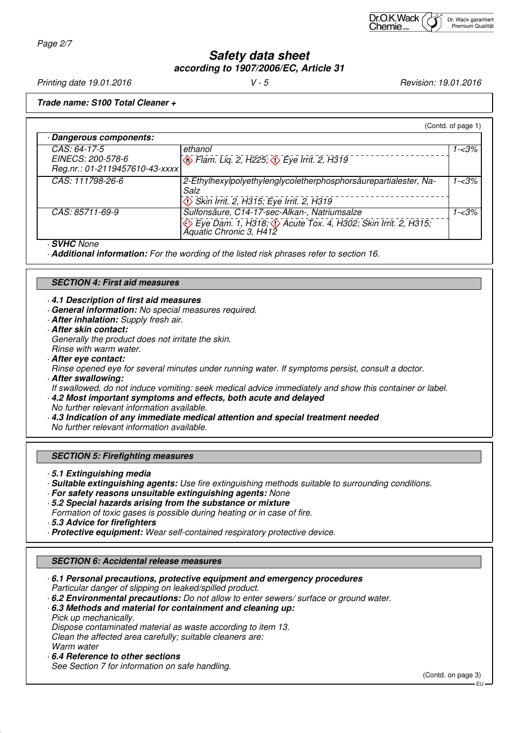## Safety data sheet
### according to 1907/2006/EC, Article 31

Printing date 19.01.2016 V - 5 Revision: 19.01.2016

**Trade name: S100 Total Cleaner +**

(Contd. of page 1)

| · **Dangerous components:** | | |
|---|---|---|
| CAS: 64-17-5<br>EINECS: 200-578-6<br>Reg.nr.: 01-2119457610-43-xxxx | ethanol<br>Flam. Liq. 2, H225; Eye Irrit. 2, H319 | 1-<3% |
| CAS: 111798-26-6 | 2-Ethylhexylpolyethylenglycoletherphosphorsäurepartialester, Na-Salz<br>Skin Irrit. 2, H315; Eye Irrit. 2, H319 | 1-<3% |
| CAS: 85711-69-9 | Sulfonsäure, C14-17-sec-Alkan-, Natriumsalze<br>Eye Dam. 1, H318; Acute Tox. 4, H302; Skin Irrit. 2, H315; Aquatic Chronic 3, H412 | 1-<3% |

· **SVHC** None

· **Additional information:** For the wording of the listed risk phrases refer to section 16.

### SECTION 4: First aid measures

· **4.1 Description of first aid measures**
· **General information:** No special measures required.
· **After inhalation:** Supply fresh air.
· **After skin contact:**
Generally the product does not irritate the skin.
Rinse with warm water.
· **After eye contact:**
Rinse opened eye for several minutes under running water. If symptoms persist, consult a doctor.
· **After swallowing:**
If swallowed, do not induce vomiting: seek medical advice immediately and show this container or label.
· **4.2 Most important symptoms and effects, both acute and delayed**
No further relevant information available.
· **4.3 Indication of any immediate medical attention and special treatment needed**
No further relevant information available.

### SECTION 5: Firefighting measures

· **5.1 Extinguishing media**
· **Suitable extinguishing agents:** Use fire extinguishing methods suitable to surrounding conditions.
· **For safety reasons unsuitable extinguishing agents:** None
· **5.2 Special hazards arising from the substance or mixture**
Formation of toxic gases is possible during heating or in case of fire.
· **5.3 Advice for firefighters**
· **Protective equipment:** Wear self-contained respiratory protective device.

### SECTION 6: Accidental release measures

· **6.1 Personal precautions, protective equipment and emergency procedures**
Particular danger of slipping on leaked/spilled product.
· **6.2 Environmental precautions:** Do not allow to enter sewers/ surface or ground water.
· **6.3 Methods and material for containment and cleaning up:**
Pick up mechanically.
Dispose contaminated material as waste according to item 13.
Clean the affected area carefully; suitable cleaners are:
Warm water
· **6.4 Reference to other sections**
See Section 7 for information on safe handling.

(Contd. on page 3)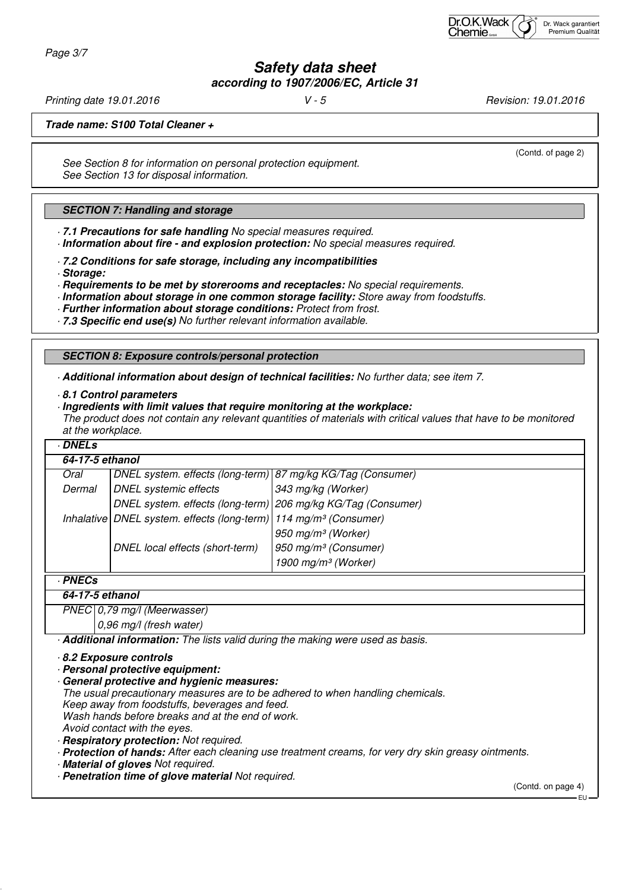**Trade name: S100 Total Cleaner +**

(Contd. of page 2)

See Section 8 for information on personal protection equipment.
See Section 13 for disposal information.

## SECTION 7: Handling and storage

· **7.1 Precautions for safe handling** No special measures required.
· **Information about fire - and explosion protection:** No special measures required.

· **7.2 Conditions for safe storage, including any incompatibilities**
· **Storage:**
· **Requirements to be met by storerooms and receptacles:** No special requirements.
· **Information about storage in one common storage facility:** Store away from foodstuffs.
· **Further information about storage conditions:** Protect from frost.
· **7.3 Specific end use(s)** No further relevant information available.

## SECTION 8: Exposure controls/personal protection

· **Additional information about design of technical facilities:** No further data; see item 7.

· **8.1 Control parameters**
· **Ingredients with limit values that require monitoring at the workplace:**
The product does not contain any relevant quantities of materials with critical values that have to be monitored at the workplace.

· **DNELs**

| **64-17-5 ethanol** | | |
|---|---|---|
| Oral | DNEL system. effects (long-term) | 87 mg/kg KG/Tag (Consumer) |
| Dermal | DNEL systemic effects | 343 mg/kg (Worker) |
| | DNEL system. effects (long-term) | 206 mg/kg KG/Tag (Consumer) |
| Inhalative | DNEL system. effects (long-term) | 114 mg/m³ (Consumer) |
| | | 950 mg/m³ (Worker) |
| | DNEL local effects (short-term) | 950 mg/m³ (Consumer) |
| | | 1900 mg/m³ (Worker) |

· **PNECs**

| **64-17-5 ethanol** | |
|---|---|
| PNEC | 0,79 mg/l (Meerwasser) |
| | 0,96 mg/l (fresh water) |

· **Additional information:** The lists valid during the making were used as basis.

· **8.2 Exposure controls**
· **Personal protective equipment:**
· **General protective and hygienic measures:**
The usual precautionary measures are to be adhered to when handling chemicals.
Keep away from foodstuffs, beverages and feed.
Wash hands before breaks and at the end of work.
Avoid contact with the eyes.
· **Respiratory protection:** Not required.
· **Protection of hands:** After each cleaning use treatment creams, for very dry skin greasy ointments.
· **Material of gloves** Not required.
· **Penetration time of glove material** Not required.

(Contd. on page 4)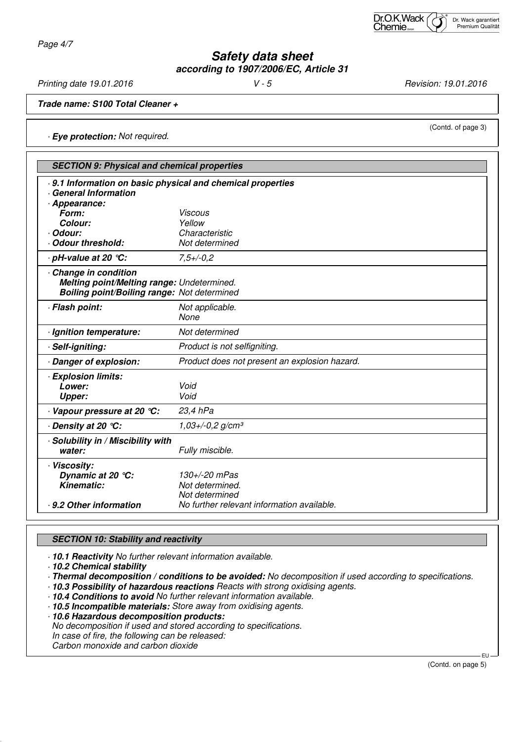# Safety data sheet

**according to 1907/2006/EC, Article 31**

*Printing date 19.01.2016* *V - 5* *Revision: 19.01.2016*

**Trade name: S100 Total Cleaner +**

(Contd. of page 3)

· **Eye protection:** Not required.

## SECTION 9: Physical and chemical properties

· **9.1 Information on basic physical and chemical properties**
· **General Information**

| | |
|---|---|
| · **Appearance:** | |
| **Form:** | Viscous |
| **Colour:** | Yellow |
| · **Odour:** | Characteristic |
| · **Odour threshold:** | Not determined |
| · **pH-value at 20 °C:** | 7,5+/-0,2 |
| · **Change in condition** | |
| **Melting point/Melting range:** | Undetermined. |
| **Boiling point/Boiling range:** | Not determined |
| · **Flash point:** | Not applicable. None |
| · **Ignition temperature:** | Not determined |
| · **Self-igniting:** | Product is not selfigniting. |
| · **Danger of explosion:** | Product does not present an explosion hazard. |
| · **Explosion limits:** | |
| **Lower:** | Void |
| **Upper:** | Void |
| · **Vapour pressure at 20 °C:** | 23,4 hPa |
| · **Density at 20 °C:** | 1,03+/-0,2 g/cm³ |
| · **Solubility in / Miscibility with water:** | Fully miscible. |
| · **Viscosity:** | |
| **Dynamic at 20 °C:** | 130+/-20 mPas |
| **Kinematic:** | Not determined. Not determined |
| · **9.2 Other information** | No further relevant information available. |

## SECTION 10: Stability and reactivity

· **10.1 Reactivity** No further relevant information available.
· **10.2 Chemical stability**
· **Thermal decomposition / conditions to be avoided:** No decomposition if used according to specifications.
· **10.3 Possibility of hazardous reactions** Reacts with strong oxidising agents.
· **10.4 Conditions to avoid** No further relevant information available.
· **10.5 Incompatible materials:** Store away from oxidising agents.
· **10.6 Hazardous decomposition products:**
No decomposition if used and stored according to specifications.
In case of fire, the following can be released:
Carbon monoxide and carbon dioxide

(Contd. on page 5)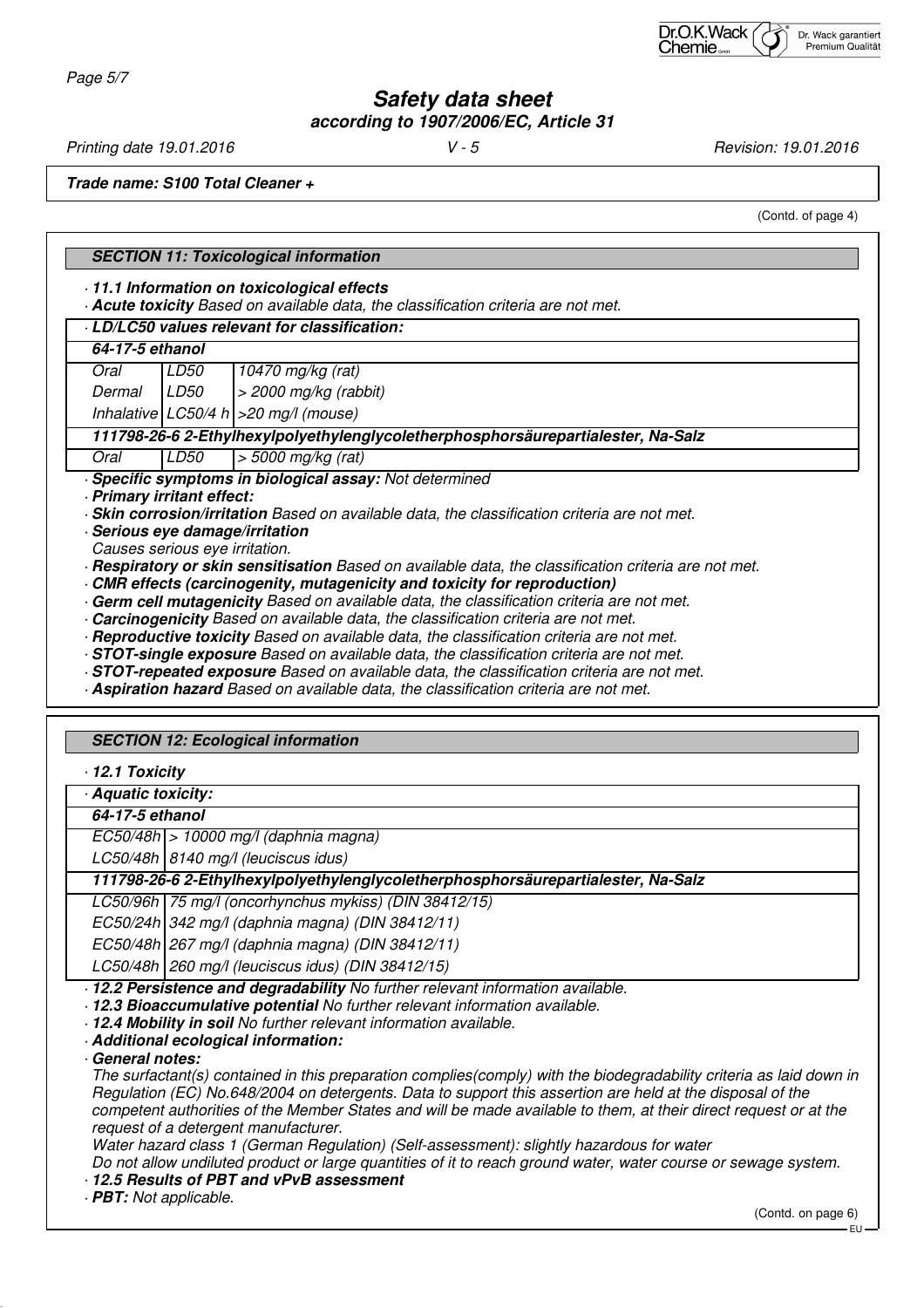**Trade name: S100 Total Cleaner +**

(Contd. of page 4)

## SECTION 11: Toxicological information

· **11.1 Information on toxicological effects**

· **Acute toxicity** Based on available data, the classification criteria are not met.

· **LD/LC50 values relevant for classification:**

| **64-17-5 ethanol** | | |
|---|---|---|
| Oral | LD50 | 10470 mg/kg (rat) |
| Dermal | LD50 | > 2000 mg/kg (rabbit) |
| Inhalative | LC50/4 h | >20 mg/l (mouse) |
| **111798-26-6 2-Ethylhexylpolyethylenglycoletherphosphorsäurepartialester, Na-Salz** | | |
| Oral | LD50 | > 5000 mg/kg (rat) |

· **Specific symptoms in biological assay:** Not determined

· **Primary irritant effect:**

· **Skin corrosion/irritation** Based on available data, the classification criteria are not met.

· **Serious eye damage/irritation**

Causes serious eye irritation.

· **Respiratory or skin sensitisation** Based on available data, the classification criteria are not met.

· **CMR effects (carcinogenity, mutagenicity and toxicity for reproduction)**

· **Germ cell mutagenicity** Based on available data, the classification criteria are not met.

· **Carcinogenicity** Based on available data, the classification criteria are not met.

· **Reproductive toxicity** Based on available data, the classification criteria are not met.

· **STOT-single exposure** Based on available data, the classification criteria are not met.

· **STOT-repeated exposure** Based on available data, the classification criteria are not met.

· **Aspiration hazard** Based on available data, the classification criteria are not met.

## SECTION 12: Ecological information

· **12.1 Toxicity**

· **Aquatic toxicity:**

| **64-17-5 ethanol** | |
|---|---|
| EC50/48h | > 10000 mg/l (daphnia magna) |
| LC50/48h | 8140 mg/l (leuciscus idus) |
| **111798-26-6 2-Ethylhexylpolyethylenglycoletherphosphorsäurepartialester, Na-Salz** | |
| LC50/96h | 75 mg/l (oncorhynchus mykiss) (DIN 38412/15) |
| EC50/24h | 342 mg/l (daphnia magna) (DIN 38412/11) |
| EC50/48h | 267 mg/l (daphnia magna) (DIN 38412/11) |
| LC50/48h | 260 mg/l (leuciscus idus) (DIN 38412/15) |

· **12.2 Persistence and degradability** No further relevant information available.

· **12.3 Bioaccumulative potential** No further relevant information available.

· **12.4 Mobility in soil** No further relevant information available.

· **Additional ecological information:**

· **General notes:**

The surfactant(s) contained in this preparation complies(comply) with the biodegradability criteria as laid down in Regulation (EC) No.648/2004 on detergents. Data to support this assertion are held at the disposal of the competent authorities of the Member States and will be made available to them, at their direct request or at the request of a detergent manufacturer.

Water hazard class 1 (German Regulation) (Self-assessment): slightly hazardous for water

Do not allow undiluted product or large quantities of it to reach ground water, water course or sewage system.

· **12.5 Results of PBT and vPvB assessment**

· **PBT:** Not applicable.

(Contd. on page 6)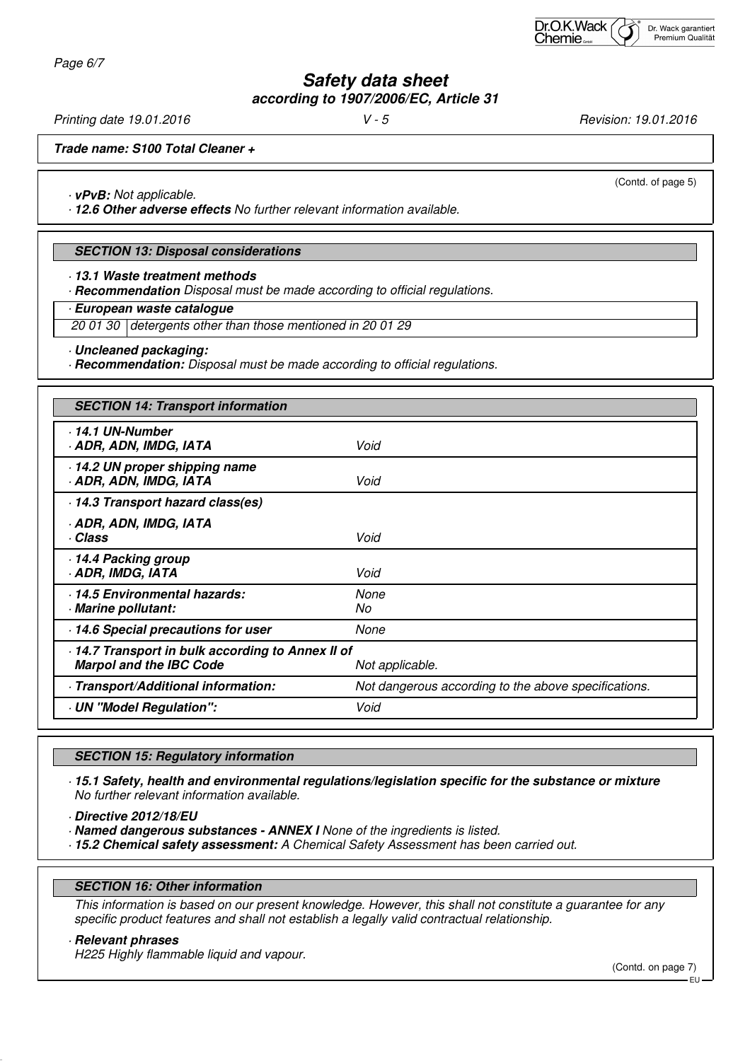(Contd. of page 5)

· **vPvB:** Not applicable.
· **12.6 Other adverse effects** No further relevant information available.

## SECTION 13: Disposal considerations

· **13.1 Waste treatment methods**
· **Recommendation** Disposal must be made according to official regulations.

| · European waste catalogue | |
|---|---|
| 20 01 30 | detergents other than those mentioned in 20 01 29 |

· **Uncleaned packaging:**
· **Recommendation:** Disposal must be made according to official regulations.

## SECTION 14: Transport information

| | |
|---|---|
| **· 14.1 UN-Number**<br>**· ADR, ADN, IMDG, IATA** | Void |
| **· 14.2 UN proper shipping name**<br>**· ADR, ADN, IMDG, IATA** | Void |
| **· 14.3 Transport hazard class(es)** | |
| **· ADR, ADN, IMDG, IATA**<br>**· Class** | Void |
| **· 14.4 Packing group**<br>**· ADR, IMDG, IATA** | Void |
| **· 14.5 Environmental hazards:**<br>**· Marine pollutant:** | None<br>No |
| **· 14.6 Special precautions for user** | None |
| **· 14.7 Transport in bulk according to Annex II of Marpol and the IBC Code** | Not applicable. |
| **· Transport/Additional information:** | Not dangerous according to the above specifications. |
| **· UN "Model Regulation":** | Void |

## SECTION 15: Regulatory information

· **15.1 Safety, health and environmental regulations/legislation specific for the substance or mixture**
No further relevant information available.

· **Directive 2012/18/EU**
· **Named dangerous substances - ANNEX I** None of the ingredients is listed.
· **15.2 Chemical safety assessment:** A Chemical Safety Assessment has been carried out.

## SECTION 16: Other information

This information is based on our present knowledge. However, this shall not constitute a guarantee for any specific product features and shall not establish a legally valid contractual relationship.

· **Relevant phrases**
H225 Highly flammable liquid and vapour.

(Contd. on page 7)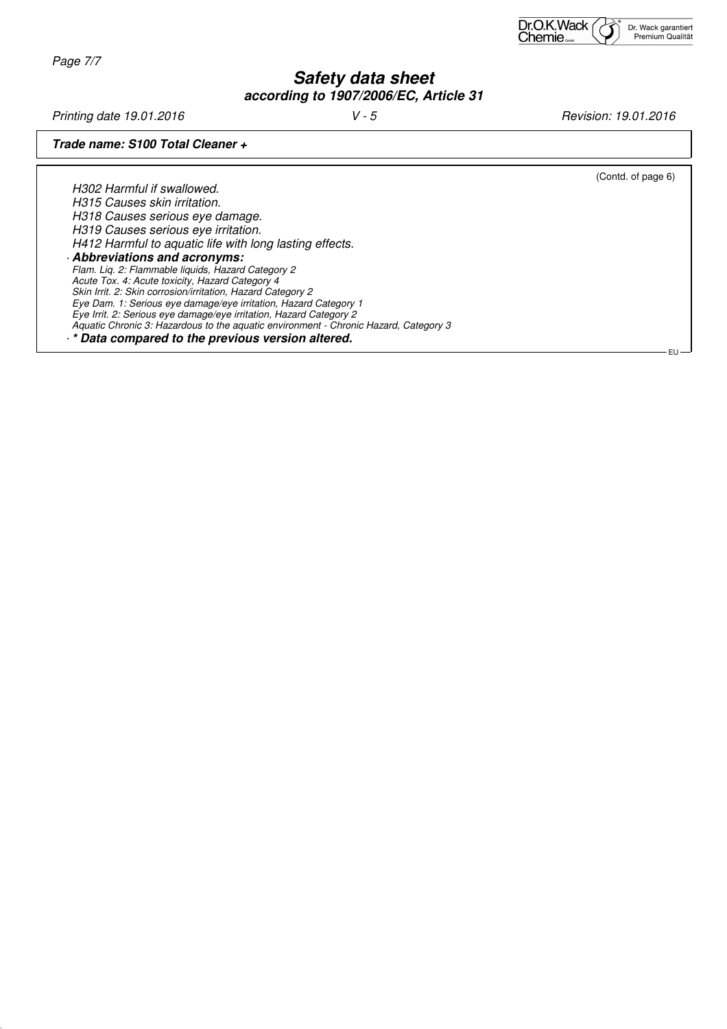(Contd. of page 6)

*H302 Harmful if swallowed.*
*H315 Causes skin irritation.*
*H318 Causes serious eye damage.*
*H319 Causes serious eye irritation.*
*H412 Harmful to aquatic life with long lasting effects.*

· ***Abbreviations and acronyms:***
*Flam. Liq. 2: Flammable liquids, Hazard Category 2*
*Acute Tox. 4: Acute toxicity, Hazard Category 4*
*Skin Irrit. 2: Skin corrosion/irritation, Hazard Category 2*
*Eye Dam. 1: Serious eye damage/eye irritation, Hazard Category 1*
*Eye Irrit. 2: Serious eye damage/eye irritation, Hazard Category 2*
*Aquatic Chronic 3: Hazardous to the aquatic environment - Chronic Hazard, Category 3*

· ***\* Data compared to the previous version altered.***

EU